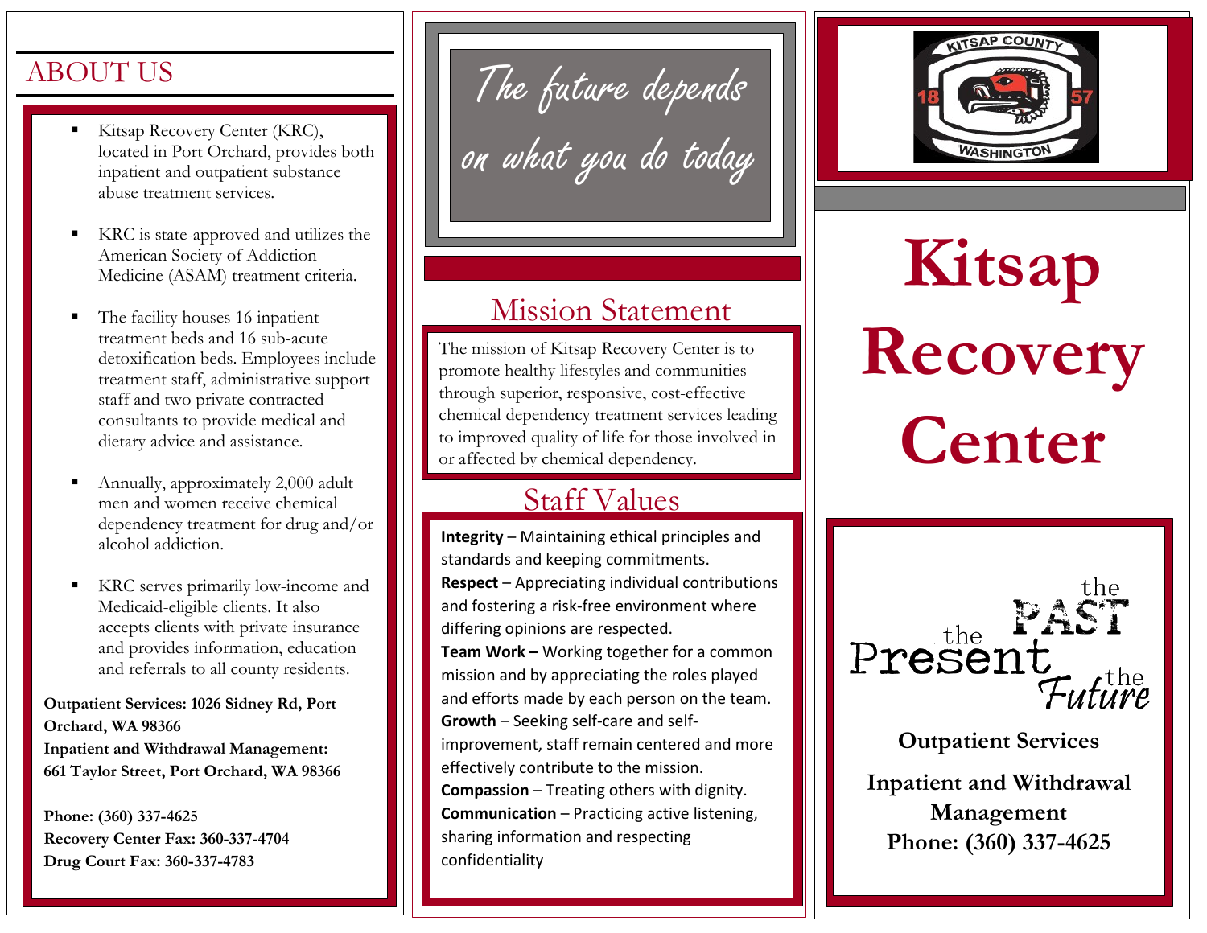## ABOUT US

- Kitsap Recovery Center (KRC), located in Port Orchard, provides both inpatient and outpatient substance abuse treatment services.
- KRC is state-approved and utilizes the American Society of Addiction Medicine (ASAM) treatment criteria.
- The facility houses 16 inpatient treatment beds and 16 sub-acute detoxification beds. Employees include treatment staff, administrative support staff and two private contracted consultants to provide medical and dietary advice and assistance.
- Annually, approximately 2,000 adult men and women receive chemical dependency treatment for drug and/or alcohol addiction.
- KRC serves primarily low-income and Medicaid-eligible clients. It also accepts clients with private insurance and provides information, education and referrals to all county residents.

**Outpatient Services: 1026 Sidney Rd, Port Orchard, WA 98366**
**Inpatient and Withdrawal Management: 661 Taylor Street, Port Orchard, WA 98366**

**Phone: (360) 337-4625**
**Recovery Center Fax: 360-337-4704**
**Drug Court Fax: 360-337-4783**

*The future depends on what you do today*

## Mission Statement

The mission of Kitsap Recovery Center is to promote healthy lifestyles and communities through superior, responsive, cost-effective chemical dependency treatment services leading to improved quality of life for those involved in or affected by chemical dependency.

## Staff Values

**Integrity** – Maintaining ethical principles and standards and keeping commitments.
**Respect** – Appreciating individual contributions and fostering a risk-free environment where differing opinions are respected.
**Team Work –** Working together for a common mission and by appreciating the roles played and efforts made by each person on the team.
**Growth** – Seeking self-care and self-improvement, staff remain centered and more effectively contribute to the mission.
**Compassion** – Treating others with dignity.
**Communication** – Practicing active listening, sharing information and respecting confidentiality

KITSAP COUNTY 1857 WASHINGTON

# Kitsap Recovery Center

the PAST the Present the Future

**Outpatient Services**

**Inpatient and Withdrawal Management**
**Phone: (360) 337-4625**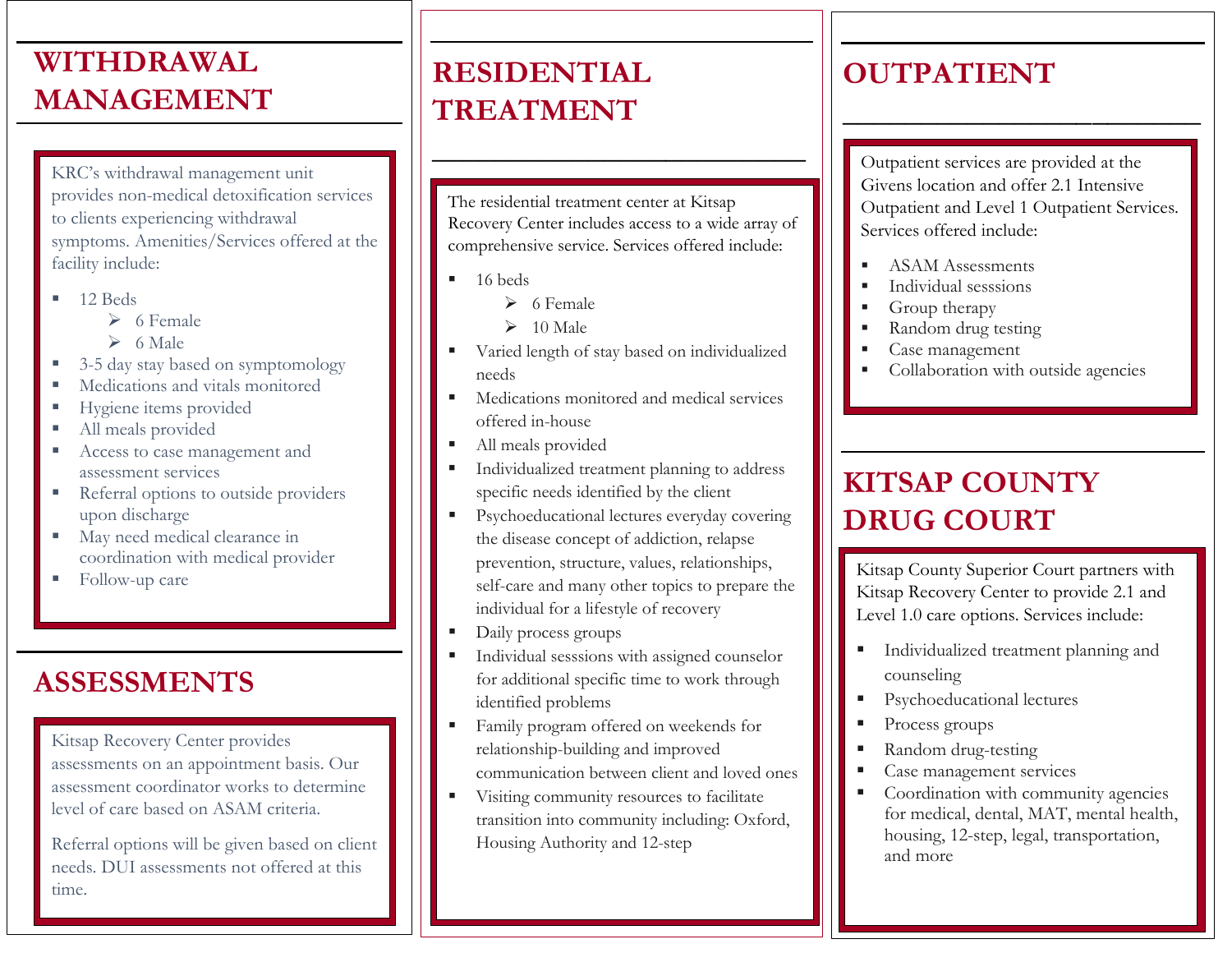## WITHDRAWAL MANAGEMENT

KRC's withdrawal management unit provides non-medical detoxification services to clients experiencing withdrawal symptoms. Amenities/Services offered at the facility include:

- 12 Beds
  - 6 Female
  - 6 Male
- 3-5 day stay based on symptomology
- Medications and vitals monitored
- Hygiene items provided
- All meals provided
- Access to case management and assessment services
- Referral options to outside providers upon discharge
- May need medical clearance in coordination with medical provider
- Follow-up care

## ASSESSMENTS

Kitsap Recovery Center provides assessments on an appointment basis. Our assessment coordinator works to determine level of care based on ASAM criteria.

Referral options will be given based on client needs. DUI assessments not offered at this time.

## RESIDENTIAL TREATMENT

The residential treatment center at Kitsap Recovery Center includes access to a wide array of comprehensive service. Services offered include:

- 16 beds
  - 6 Female
  - 10 Male
- Varied length of stay based on individualized needs
- Medications monitored and medical services offered in-house
- All meals provided
- Individualized treatment planning to address specific needs identified by the client
- Psychoeducational lectures everyday covering the disease concept of addiction, relapse prevention, structure, values, relationships, self-care and many other topics to prepare the individual for a lifestyle of recovery
- Daily process groups
- Individual sesssions with assigned counselor for additional specific time to work through identified problems
- Family program offered on weekends for relationship-building and improved communication between client and loved ones
- Visiting community resources to facilitate transition into community including: Oxford, Housing Authority and 12-step

## OUTPATIENT

Outpatient services are provided at the Givens location and offer 2.1 Intensive Outpatient and Level 1 Outpatient Services. Services offered include:

- ASAM Assessments
- Individual sesssions
- Group therapy
- Random drug testing
- Case management
- Collaboration with outside agencies

## KITSAP COUNTY DRUG COURT

Kitsap County Superior Court partners with Kitsap Recovery Center to provide 2.1 and Level 1.0 care options. Services include:

- Individualized treatment planning and counseling
- Psychoeducational lectures
- Process groups
- Random drug-testing
- Case management services
- Coordination with community agencies for medical, dental, MAT, mental health, housing, 12-step, legal, transportation, and more